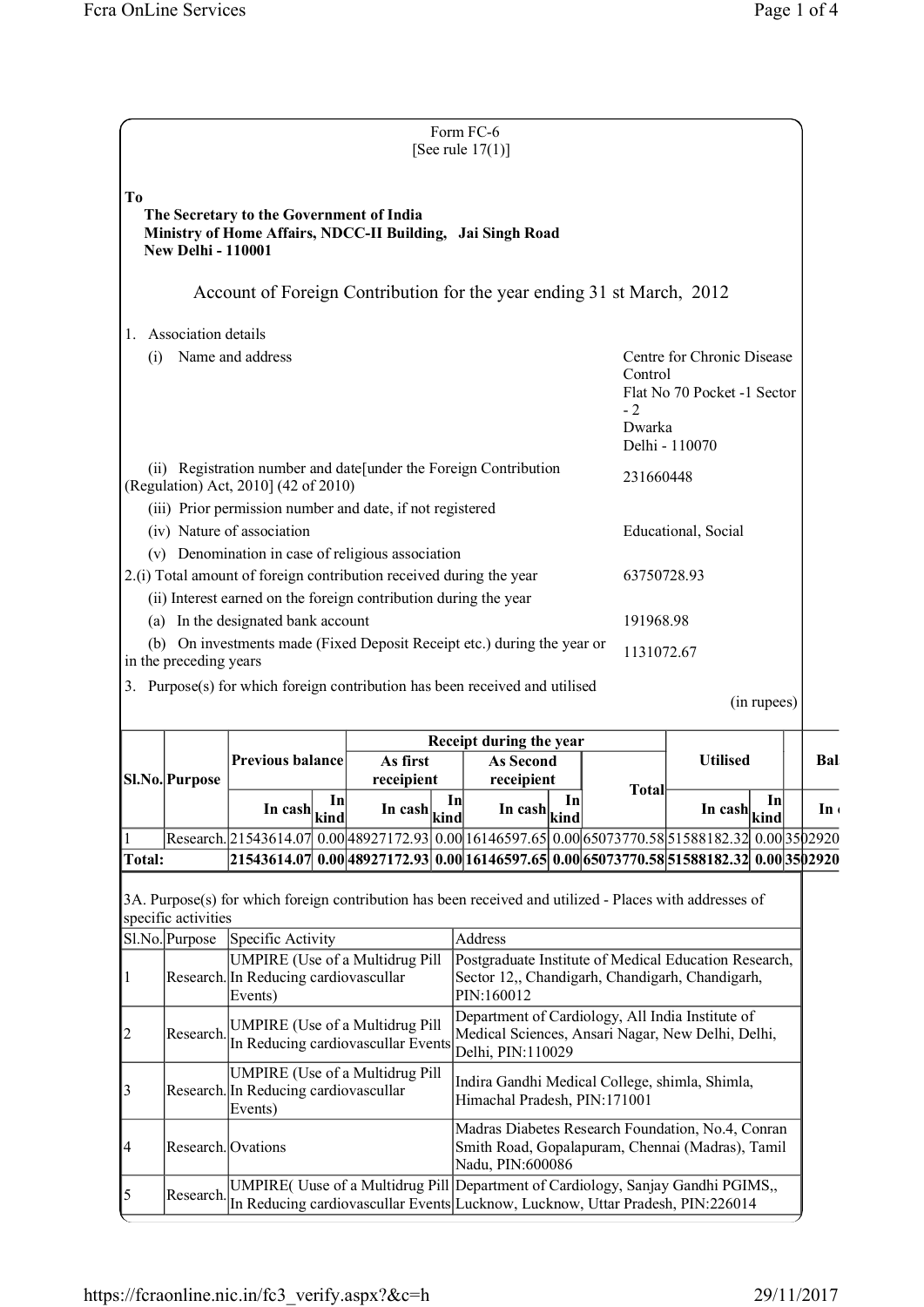Form FC-6
[See rule 17(1)]

**To**

**The Secretary to the Government of India**
**Ministry of Home Affairs, NDCC-II Building, Jai Singh Road**
**New Delhi - 110001**

## Account of Foreign Contribution for the year ending 31 st March, 2012

1. Association details

| | |
|---|---|
| (i) Name and address | Centre for Chronic Disease Control<br>Flat No 70 Pocket -1 Sector - 2<br>Dwarka<br>Delhi - 110070 |
| (ii) Registration number and date[under the Foreign Contribution (Regulation) Act, 2010] (42 of 2010) | 231660448 |
| (iii) Prior permission number and date, if not registered | |
| (iv) Nature of association | Educational, Social |
| (v) Denomination in case of religious association | |
| 2.(i) Total amount of foreign contribution received during the year | 63750728.93 |
| (ii) Interest earned on the foreign contribution during the year | |
| (a) In the designated bank account | 191968.98 |
| (b) On investments made (Fixed Deposit Receipt etc.) during the year or in the preceding years | 1131072.67 |

3. Purpose(s) for which foreign contribution has been received and utilised

(in rupees)

| Sl.No. | Purpose | Previous balance | | Receipt during the year | | | | | Utilised | | Bal |
|---|---|---|---|---|---|---|---|---|---|---|---|
| | | | | As first receipient | | As Second receipient | | Total | | | |
| | | In cash | In kind | In cash | In kind | In cash | In kind | | In cash | In kind | In |
| 1 | Research. | 21543614.07 | 0.00 | 48927172.93 | 0.00 | 16146597.65 | 0.00 | 65073770.58 | 51588182.32 | 0.00 | 3502920 |
| **Total:** | | **21543614.07** | **0.00** | **48927172.93** | **0.00** | **16146597.65** | **0.00** | **65073770.58** | **51588182.32** | **0.00** | **3502920** |

3A. Purpose(s) for which foreign contribution has been received and utilized - Places with addresses of specific activities

| Sl.No. | Purpose | Specific Activity | Address |
|---|---|---|---|
| 1 | Research. | UMPIRE (Use of a Multidrug Pill In Reducing cardiovascullar Events) | Postgraduate Institute of Medical Education Research, Sector 12,, Chandigarh, Chandigarh, Chandigarh, PIN:160012 |
| 2 | Research. | UMPIRE (Use of a Multidrug Pill In Reducing cardiovascullar Events | Department of Cardiology, All India Institute of Medical Sciences, Ansari Nagar, New Delhi, Delhi, Delhi, PIN:110029 |
| 3 | Research. | UMPIRE (Use of a Multidrug Pill In Reducing cardiovascullar Events) | Indira Gandhi Medical College, shimla, Shimla, Himachal Pradesh, PIN:171001 |
| 4 | Research. | Ovations | Madras Diabetes Research Foundation, No.4, Conran Smith Road, Gopalapuram, Chennai (Madras), Tamil Nadu, PIN:600086 |
| 5 | Research. | UMPIRE( Uuse of a Multidrug Pill In Reducing cardiovascullar Events | Department of Cardiology, Sanjay Gandhi PGIMS,, Lucknow, Lucknow, Uttar Pradesh, PIN:226014 |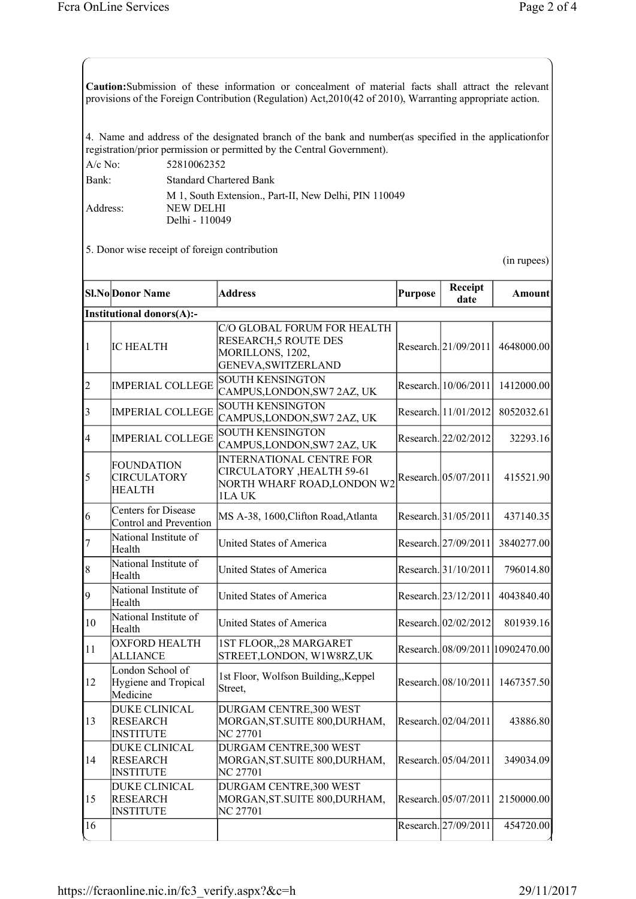**Caution:**Submission of these information or concealment of material facts shall attract the relevant provisions of the Foreign Contribution (Regulation) Act,2010(42 of 2010), Warranting appropriate action.

4. Name and address of the designated branch of the bank and number(as specified in the applicationfor registration/prior permission or permitted by the Central Government).

| | |
|---|---|
| A/c No: | 52810062352 |
| Bank: | Standard Chartered Bank |
| Address: | M 1, South Extension., Part-II, New Delhi, PIN 110049 NEW DELHI Delhi - 110049 |

5. Donor wise receipt of foreign contribution

(in rupees)

| Sl.No | Donor Name | Address | Purpose | Receipt date | Amount |
|---|---|---|---|---|---|
| **Institutional donors(A):-** | | | | | |
| 1 | IC HEALTH | C/O GLOBAL FORUM FOR HEALTH RESEARCH,5 ROUTE DES MORILLONS, 1202, GENEVA,SWITZERLAND | Research. | 21/09/2011 | 4648000.00 |
| 2 | IMPERIAL COLLEGE | SOUTH KENSINGTON CAMPUS,LONDON,SW7 2AZ, UK | Research. | 10/06/2011 | 1412000.00 |
| 3 | IMPERIAL COLLEGE | SOUTH KENSINGTON CAMPUS,LONDON,SW7 2AZ, UK | Research. | 11/01/2012 | 8052032.61 |
| 4 | IMPERIAL COLLEGE | SOUTH KENSINGTON CAMPUS,LONDON,SW7 2AZ, UK | Research. | 22/02/2012 | 32293.16 |
| 5 | FOUNDATION CIRCULATORY HEALTH | INTERNATIONAL CENTRE FOR CIRCULATORY ,HEALTH 59-61 NORTH WHARF ROAD,LONDON W2 1LA UK | Research. | 05/07/2011 | 415521.90 |
| 6 | Centers for Disease Control and Prevention | MS A-38, 1600,Clifton Road,Atlanta | Research. | 31/05/2011 | 437140.35 |
| 7 | National Institute of Health | United States of America | Research. | 27/09/2011 | 3840277.00 |
| 8 | National Institute of Health | United States of America | Research. | 31/10/2011 | 796014.80 |
| 9 | National Institute of Health | United States of America | Research. | 23/12/2011 | 4043840.40 |
| 10 | National Institute of Health | United States of America | Research. | 02/02/2012 | 801939.16 |
| 11 | OXFORD HEALTH ALLIANCE | 1ST FLOOR,,28 MARGARET STREET,LONDON, W1W8RZ,UK | Research. | 08/09/2011 | 10902470.00 |
| 12 | London School of Hygiene and Tropical Medicine | 1st Floor, Wolfson Building,,Keppel Street, | Research. | 08/10/2011 | 1467357.50 |
| 13 | DUKE CLINICAL RESEARCH INSTITUTE | DURGAM CENTRE,300 WEST MORGAN,ST.SUITE 800,DURHAM, NC 27701 | Research. | 02/04/2011 | 43886.80 |
| 14 | DUKE CLINICAL RESEARCH INSTITUTE | DURGAM CENTRE,300 WEST MORGAN,ST.SUITE 800,DURHAM, NC 27701 | Research. | 05/04/2011 | 349034.09 |
| 15 | DUKE CLINICAL RESEARCH INSTITUTE | DURGAM CENTRE,300 WEST MORGAN,ST.SUITE 800,DURHAM, NC 27701 | Research. | 05/07/2011 | 2150000.00 |
| 16 | | | Research. | 27/09/2011 | 454720.00 |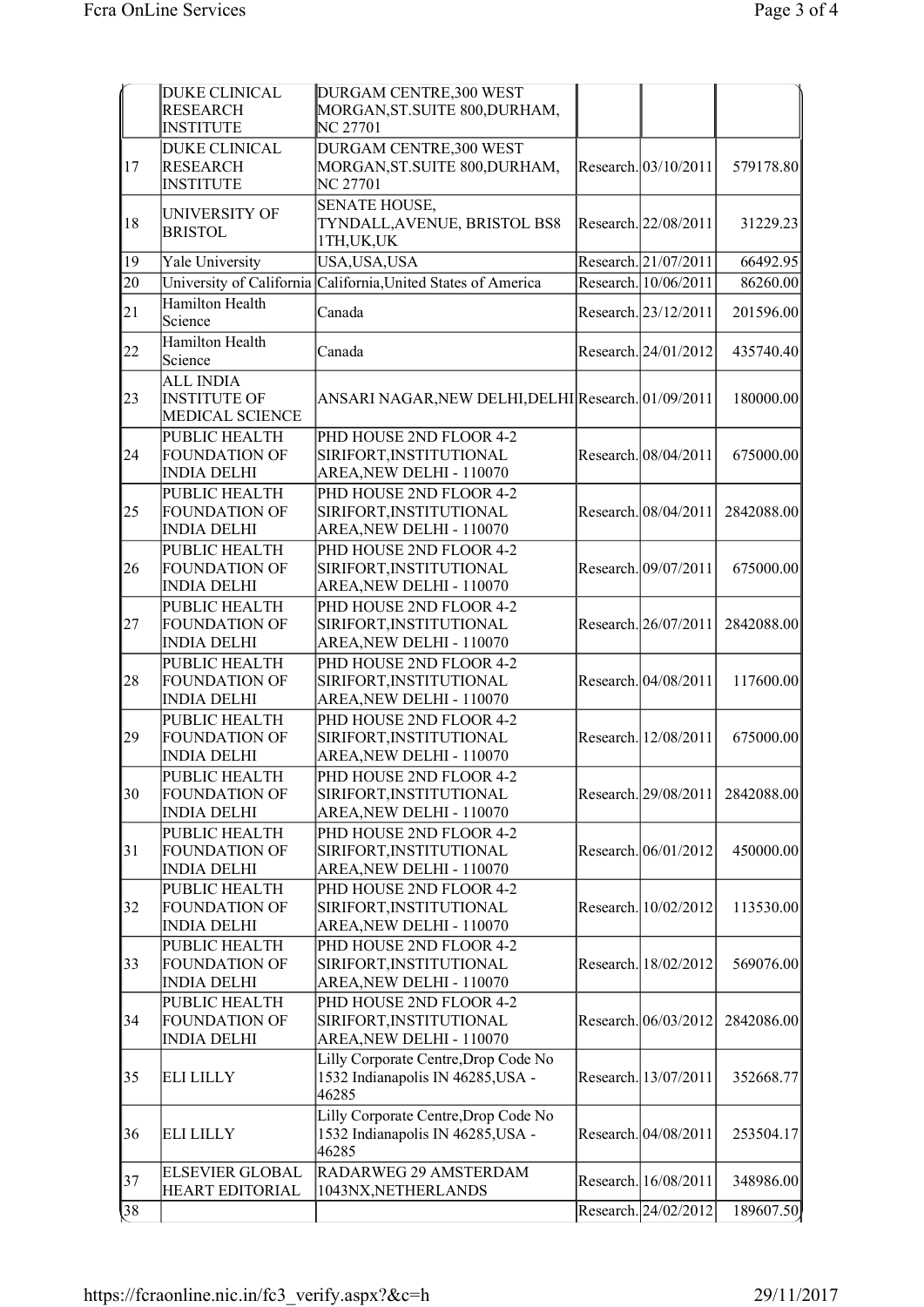| | | | | | |
|---|---|---|---|---|---|
| | DUKE CLINICAL RESEARCH INSTITUTE | DURGAM CENTRE,300 WEST MORGAN,ST.SUITE 800,DURHAM, NC 27701 | | | |
| 17 | DUKE CLINICAL RESEARCH INSTITUTE | DURGAM CENTRE,300 WEST MORGAN,ST.SUITE 800,DURHAM, NC 27701 | Research. | 03/10/2011 | 579178.80 |
| 18 | UNIVERSITY OF BRISTOL | SENATE HOUSE, TYNDALL,AVENUE, BRISTOL BS8 1TH,UK,UK | Research. | 22/08/2011 | 31229.23 |
| 19 | Yale University | USA,USA,USA | Research. | 21/07/2011 | 66492.95 |
| 20 | University of California | California,United States of America | Research. | 10/06/2011 | 86260.00 |
| 21 | Hamilton Health Science | Canada | Research. | 23/12/2011 | 201596.00 |
| 22 | Hamilton Health Science | Canada | Research. | 24/01/2012 | 435740.40 |
| 23 | ALL INDIA INSTITUTE OF MEDICAL SCIENCE | ANSARI NAGAR,NEW DELHI,DELHI | Research. | 01/09/2011 | 180000.00 |
| 24 | PUBLIC HEALTH FOUNDATION OF INDIA DELHI | PHD HOUSE 2ND FLOOR 4-2 SIRIFORT,INSTITUTIONAL AREA,NEW DELHI - 110070 | Research. | 08/04/2011 | 675000.00 |
| 25 | PUBLIC HEALTH FOUNDATION OF INDIA DELHI | PHD HOUSE 2ND FLOOR 4-2 SIRIFORT,INSTITUTIONAL AREA,NEW DELHI - 110070 | Research. | 08/04/2011 | 2842088.00 |
| 26 | PUBLIC HEALTH FOUNDATION OF INDIA DELHI | PHD HOUSE 2ND FLOOR 4-2 SIRIFORT,INSTITUTIONAL AREA,NEW DELHI - 110070 | Research. | 09/07/2011 | 675000.00 |
| 27 | PUBLIC HEALTH FOUNDATION OF INDIA DELHI | PHD HOUSE 2ND FLOOR 4-2 SIRIFORT,INSTITUTIONAL AREA,NEW DELHI - 110070 | Research. | 26/07/2011 | 2842088.00 |
| 28 | PUBLIC HEALTH FOUNDATION OF INDIA DELHI | PHD HOUSE 2ND FLOOR 4-2 SIRIFORT,INSTITUTIONAL AREA,NEW DELHI - 110070 | Research. | 04/08/2011 | 117600.00 |
| 29 | PUBLIC HEALTH FOUNDATION OF INDIA DELHI | PHD HOUSE 2ND FLOOR 4-2 SIRIFORT,INSTITUTIONAL AREA,NEW DELHI - 110070 | Research. | 12/08/2011 | 675000.00 |
| 30 | PUBLIC HEALTH FOUNDATION OF INDIA DELHI | PHD HOUSE 2ND FLOOR 4-2 SIRIFORT,INSTITUTIONAL AREA,NEW DELHI - 110070 | Research. | 29/08/2011 | 2842088.00 |
| 31 | PUBLIC HEALTH FOUNDATION OF INDIA DELHI | PHD HOUSE 2ND FLOOR 4-2 SIRIFORT,INSTITUTIONAL AREA,NEW DELHI - 110070 | Research. | 06/01/2012 | 450000.00 |
| 32 | PUBLIC HEALTH FOUNDATION OF INDIA DELHI | PHD HOUSE 2ND FLOOR 4-2 SIRIFORT,INSTITUTIONAL AREA,NEW DELHI - 110070 | Research. | 10/02/2012 | 113530.00 |
| 33 | PUBLIC HEALTH FOUNDATION OF INDIA DELHI | PHD HOUSE 2ND FLOOR 4-2 SIRIFORT,INSTITUTIONAL AREA,NEW DELHI - 110070 | Research. | 18/02/2012 | 569076.00 |
| 34 | PUBLIC HEALTH FOUNDATION OF INDIA DELHI | PHD HOUSE 2ND FLOOR 4-2 SIRIFORT,INSTITUTIONAL AREA,NEW DELHI - 110070 | Research. | 06/03/2012 | 2842086.00 |
| 35 | ELI LILLY | Lilly Corporate Centre,Drop Code No 1532 Indianapolis IN 46285,USA - 46285 | Research. | 13/07/2011 | 352668.77 |
| 36 | ELI LILLY | Lilly Corporate Centre,Drop Code No 1532 Indianapolis IN 46285,USA - 46285 | Research. | 04/08/2011 | 253504.17 |
| 37 | ELSEVIER GLOBAL HEART EDITORIAL | RADARWEG 29 AMSTERDAM 1043NX,NETHERLANDS | Research. | 16/08/2011 | 348986.00 |
| 38 | | | Research. | 24/02/2012 | 189607.50 |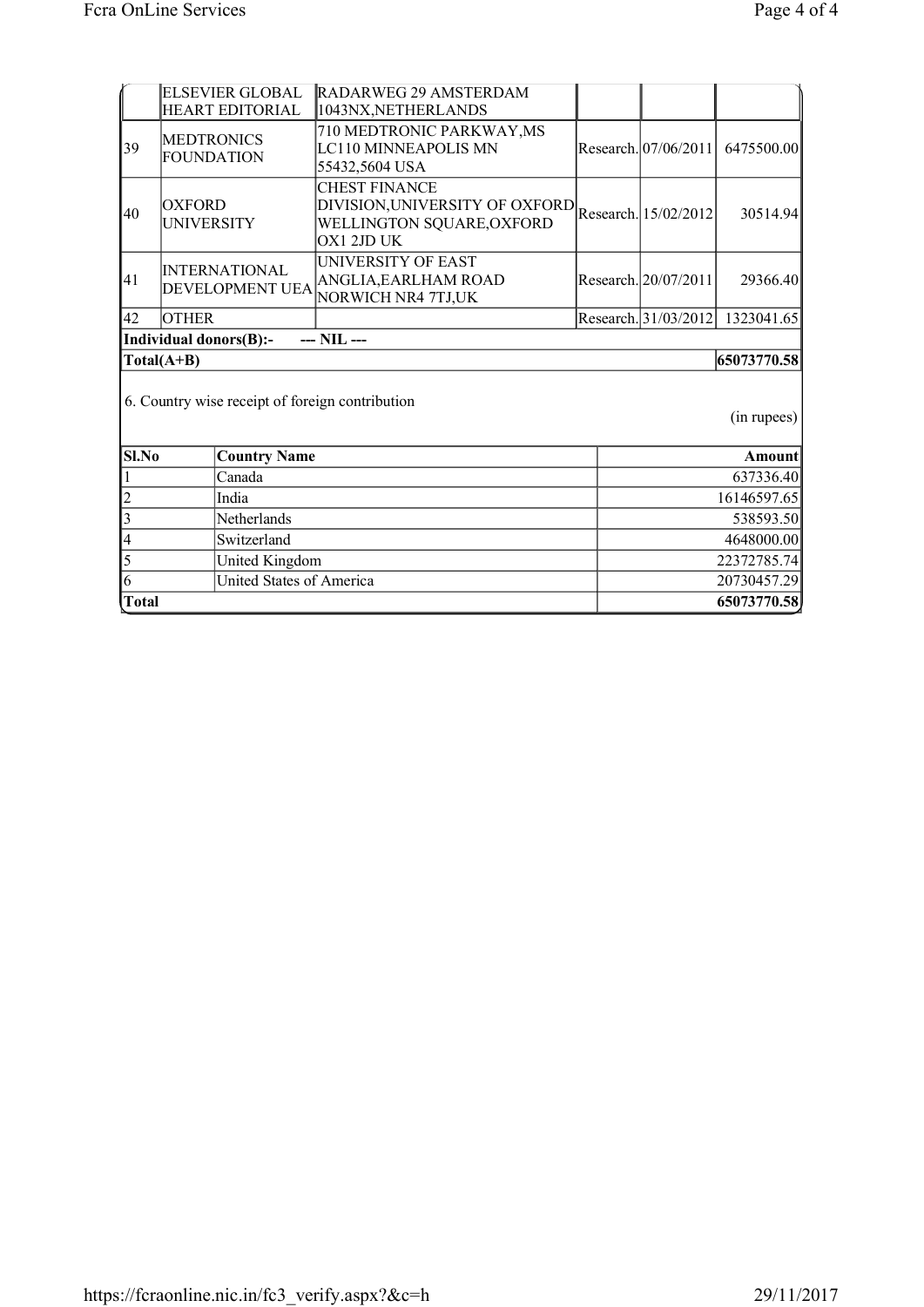| | | | | | |
|---|---|---|---|---|---|
| | ELSEVIER GLOBAL HEART EDITORIAL | RADARWEG 29 AMSTERDAM 1043NX,NETHERLANDS | | | |
| 39 | MEDTRONICS FOUNDATION | 710 MEDTRONIC PARKWAY,MS LC110 MINNEAPOLIS MN 55432,5604 USA | Research. | 07/06/2011 | 6475500.00 |
| 40 | OXFORD UNIVERSITY | CHEST FINANCE DIVISION,UNIVERSITY OF OXFORD WELLINGTON SQUARE,OXFORD OX1 2JD UK | Research. | 15/02/2012 | 30514.94 |
| 41 | INTERNATIONAL DEVELOPMENT UEA | UNIVERSITY OF EAST ANGLIA,EARLHAM ROAD NORWICH NR4 7TJ,UK | Research. | 20/07/2011 | 29366.40 |
| 42 | OTHER | | Research. | 31/03/2012 | 1323041.65 |
| **Individual donors(B):-** | | --- NIL --- | | | |
| **Total(A+B)** | | | | | **65073770.58** |

6. Country wise receipt of foreign contribution

(in rupees)

| Sl.No | Country Name | Amount |
|---|---|---|
| 1 | Canada | 637336.40 |
| 2 | India | 16146597.65 |
| 3 | Netherlands | 538593.50 |
| 4 | Switzerland | 4648000.00 |
| 5 | United Kingdom | 22372785.74 |
| 6 | United States of America | 20730457.29 |
| **Total** | | **65073770.58** |